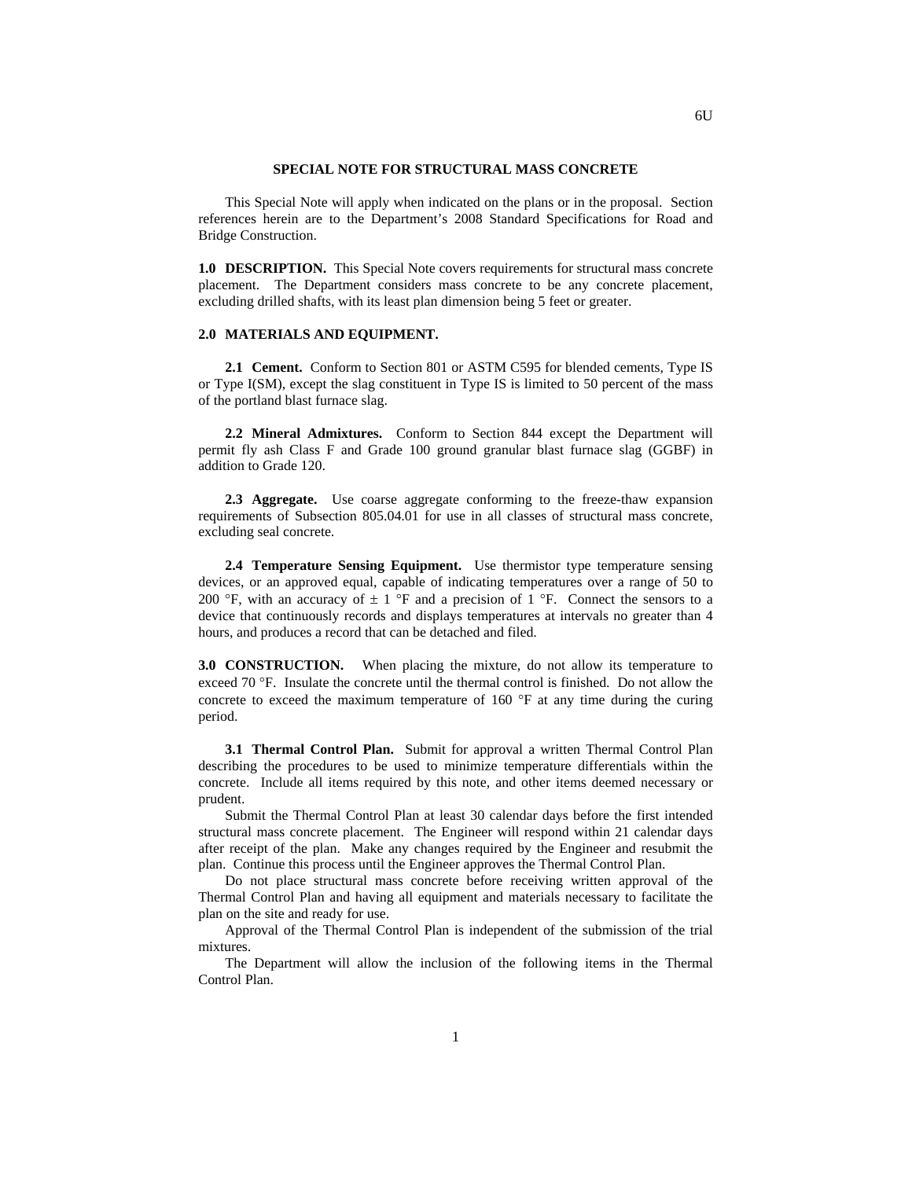# SPECIAL NOTE FOR STRUCTURAL MASS CONCRETE

This Special Note will apply when indicated on the plans or in the proposal. Section references herein are to the Department's 2008 Standard Specifications for Road and Bridge Construction.

**1.0 DESCRIPTION.** This Special Note covers requirements for structural mass concrete placement. The Department considers mass concrete to be any concrete placement, excluding drilled shafts, with its least plan dimension being 5 feet or greater.

**2.0 MATERIALS AND EQUIPMENT.**

**2.1 Cement.** Conform to Section 801 or ASTM C595 for blended cements, Type IS or Type I(SM), except the slag constituent in Type IS is limited to 50 percent of the mass of the portland blast furnace slag.

**2.2 Mineral Admixtures.** Conform to Section 844 except the Department will permit fly ash Class F and Grade 100 ground granular blast furnace slag (GGBF) in addition to Grade 120.

**2.3 Aggregate.** Use coarse aggregate conforming to the freeze-thaw expansion requirements of Subsection 805.04.01 for use in all classes of structural mass concrete, excluding seal concrete.

**2.4 Temperature Sensing Equipment.** Use thermistor type temperature sensing devices, or an approved equal, capable of indicating temperatures over a range of 50 to 200 °F, with an accuracy of ± 1 °F and a precision of 1 °F. Connect the sensors to a device that continuously records and displays temperatures at intervals no greater than 4 hours, and produces a record that can be detached and filed.

**3.0 CONSTRUCTION.** When placing the mixture, do not allow its temperature to exceed 70 °F. Insulate the concrete until the thermal control is finished. Do not allow the concrete to exceed the maximum temperature of 160 °F at any time during the curing period.

**3.1 Thermal Control Plan.** Submit for approval a written Thermal Control Plan describing the procedures to be used to minimize temperature differentials within the concrete. Include all items required by this note, and other items deemed necessary or prudent.

Submit the Thermal Control Plan at least 30 calendar days before the first intended structural mass concrete placement. The Engineer will respond within 21 calendar days after receipt of the plan. Make any changes required by the Engineer and resubmit the plan. Continue this process until the Engineer approves the Thermal Control Plan.

Do not place structural mass concrete before receiving written approval of the Thermal Control Plan and having all equipment and materials necessary to facilitate the plan on the site and ready for use.

Approval of the Thermal Control Plan is independent of the submission of the trial mixtures.

The Department will allow the inclusion of the following items in the Thermal Control Plan.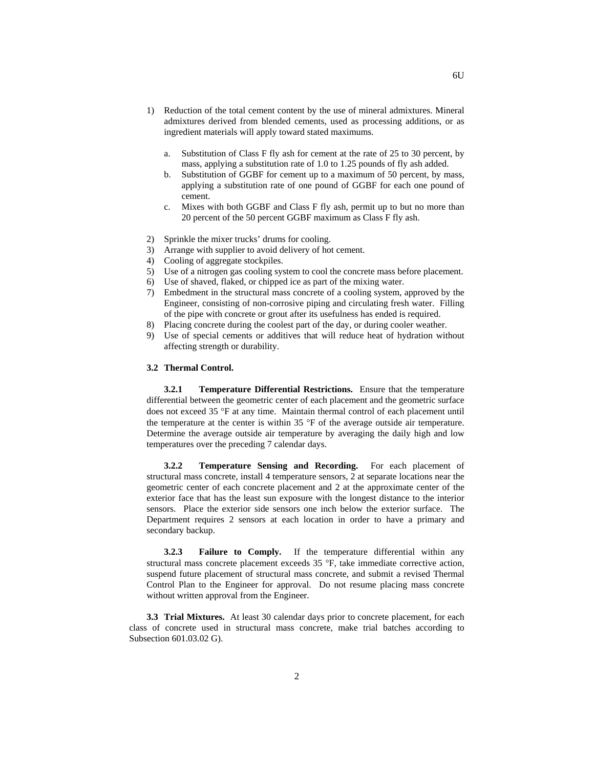1) Reduction of the total cement content by the use of mineral admixtures. Mineral admixtures derived from blended cements, used as processing additions, or as ingredient materials will apply toward stated maximums.

   a. Substitution of Class F fly ash for cement at the rate of 25 to 30 percent, by mass, applying a substitution rate of 1.0 to 1.25 pounds of fly ash added.
   b. Substitution of GGBF for cement up to a maximum of 50 percent, by mass, applying a substitution rate of one pound of GGBF for each one pound of cement.
   c. Mixes with both GGBF and Class F fly ash, permit up to but no more than 20 percent of the 50 percent GGBF maximum as Class F fly ash.

2) Sprinkle the mixer trucks' drums for cooling.
3) Arrange with supplier to avoid delivery of hot cement.
4) Cooling of aggregate stockpiles.
5) Use of a nitrogen gas cooling system to cool the concrete mass before placement.
6) Use of shaved, flaked, or chipped ice as part of the mixing water.
7) Embedment in the structural mass concrete of a cooling system, approved by the Engineer, consisting of non-corrosive piping and circulating fresh water. Filling of the pipe with concrete or grout after its usefulness has ended is required.
8) Placing concrete during the coolest part of the day, or during cooler weather.
9) Use of special cements or additives that will reduce heat of hydration without affecting strength or durability.

### 3.2 Thermal Control.

**3.2.1 Temperature Differential Restrictions.** Ensure that the temperature differential between the geometric center of each placement and the geometric surface does not exceed 35 °F at any time. Maintain thermal control of each placement until the temperature at the center is within 35 °F of the average outside air temperature. Determine the average outside air temperature by averaging the daily high and low temperatures over the preceding 7 calendar days.

**3.2.2 Temperature Sensing and Recording.** For each placement of structural mass concrete, install 4 temperature sensors, 2 at separate locations near the geometric center of each concrete placement and 2 at the approximate center of the exterior face that has the least sun exposure with the longest distance to the interior sensors. Place the exterior side sensors one inch below the exterior surface. The Department requires 2 sensors at each location in order to have a primary and secondary backup.

**3.2.3 Failure to Comply.** If the temperature differential within any structural mass concrete placement exceeds 35 °F, take immediate corrective action, suspend future placement of structural mass concrete, and submit a revised Thermal Control Plan to the Engineer for approval. Do not resume placing mass concrete without written approval from the Engineer.

**3.3 Trial Mixtures.** At least 30 calendar days prior to concrete placement, for each class of concrete used in structural mass concrete, make trial batches according to Subsection 601.03.02 G).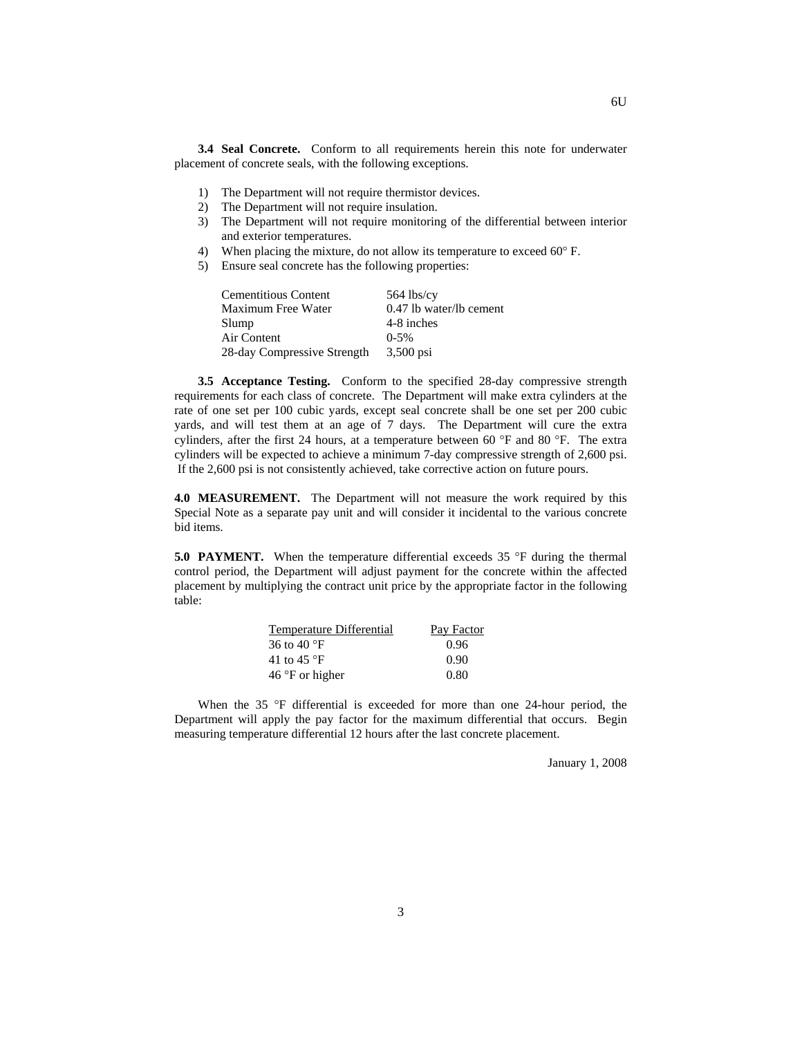**3.4 Seal Concrete.** Conform to all requirements herein this note for underwater placement of concrete seals, with the following exceptions.

1) The Department will not require thermistor devices.
2) The Department will not require insulation.
3) The Department will not require monitoring of the differential between interior and exterior temperatures.
4) When placing the mixture, do not allow its temperature to exceed 60° F.
5) Ensure seal concrete has the following properties:

| | |
|---|---|
| Cementitious Content | 564 lbs/cy |
| Maximum Free Water | 0.47 lb water/lb cement |
| Slump | 4-8 inches |
| Air Content | 0-5% |
| 28-day Compressive Strength | 3,500 psi |

**3.5 Acceptance Testing.** Conform to the specified 28-day compressive strength requirements for each class of concrete. The Department will make extra cylinders at the rate of one set per 100 cubic yards, except seal concrete shall be one set per 200 cubic yards, and will test them at an age of 7 days. The Department will cure the extra cylinders, after the first 24 hours, at a temperature between 60 °F and 80 °F. The extra cylinders will be expected to achieve a minimum 7-day compressive strength of 2,600 psi. If the 2,600 psi is not consistently achieved, take corrective action on future pours.

**4.0 MEASUREMENT.** The Department will not measure the work required by this Special Note as a separate pay unit and will consider it incidental to the various concrete bid items.

**5.0 PAYMENT.** When the temperature differential exceeds 35 °F during the thermal control period, the Department will adjust payment for the concrete within the affected placement by multiplying the contract unit price by the appropriate factor in the following table:

| Temperature Differential | Pay Factor |
|---|---|
| 36 to 40 °F | 0.96 |
| 41 to 45 °F | 0.90 |
| 46 °F or higher | 0.80 |

When the 35 °F differential is exceeded for more than one 24-hour period, the Department will apply the pay factor for the maximum differential that occurs. Begin measuring temperature differential 12 hours after the last concrete placement.

January 1, 2008